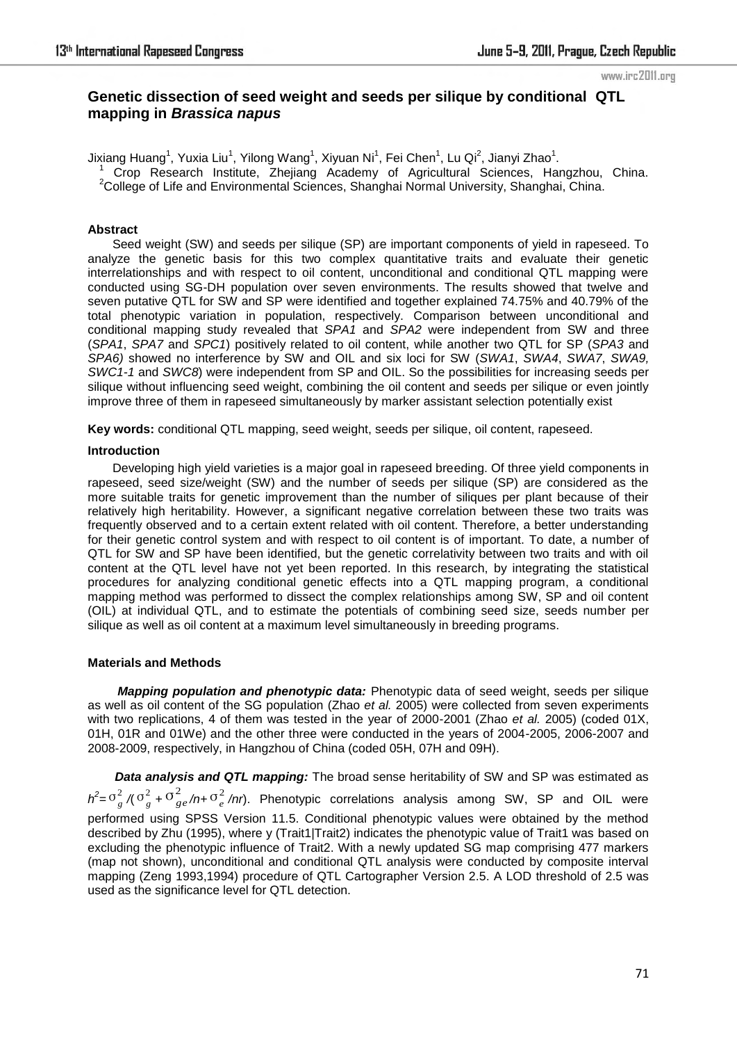# Genetic dissection of seed weight and seeds per silique by conditional QTL mapping in *Brassica napus*

Jixiang Huang[1], Yuxia Liu[1], Yilong Wang[1], Xiyuan Ni[1], Fei Chen[1], Lu Qi[2], Jianyi Zhao[1].

[1] Crop Research Institute, Zhejiang Academy of Agricultural Sciences, Hangzhou, China.
[2]College of Life and Environmental Sciences, Shanghai Normal University, Shanghai, China.

### Abstract

Seed weight (SW) and seeds per silique (SP) are important components of yield in rapeseed. To analyze the genetic basis for this two complex quantitative traits and evaluate their genetic interrelationships and with respect to oil content, unconditional and conditional QTL mapping were conducted using SG-DH population over seven environments. The results showed that twelve and seven putative QTL for SW and SP were identified and together explained 74.75% and 40.79% of the total phenotypic variation in population, respectively. Comparison between unconditional and conditional mapping study revealed that *SPA1* and *SPA2* were independent from SW and three (*SPA1*, *SPA7* and *SPC1*) positively related to oil content, while another two QTL for SP (*SPA3* and *SPA6)* showed no interference by SW and OIL and six loci for SW (*SWA1*, *SWA4*, *SWA7*, *SWA9, SWC1-1* and *SWC8*) were independent from SP and OIL. So the possibilities for increasing seeds per silique without influencing seed weight, combining the oil content and seeds per silique or even jointly improve three of them in rapeseed simultaneously by marker assistant selection potentially exist

**Key words:** conditional QTL mapping, seed weight, seeds per silique, oil content, rapeseed.

### Introduction

Developing high yield varieties is a major goal in rapeseed breeding. Of three yield components in rapeseed, seed size/weight (SW) and the number of seeds per silique (SP) are considered as the more suitable traits for genetic improvement than the number of siliques per plant because of their relatively high heritability. However, a significant negative correlation between these two traits was frequently observed and to a certain extent related with oil content. Therefore, a better understanding for their genetic control system and with respect to oil content is of important. To date, a number of QTL for SW and SP have been identified, but the genetic correlativity between two traits and with oil content at the QTL level have not yet been reported. In this research, by integrating the statistical procedures for analyzing conditional genetic effects into a QTL mapping program, a conditional mapping method was performed to dissect the complex relationships among SW, SP and oil content (OIL) at individual QTL, and to estimate the potentials of combining seed size, seeds number per silique as well as oil content at a maximum level simultaneously in breeding programs.

### Materials and Methods

***Mapping population and phenotypic data:*** Phenotypic data of seed weight, seeds per silique as well as oil content of the SG population (Zhao *et al.* 2005) were collected from seven experiments with two replications, 4 of them was tested in the year of 2000-2001 (Zhao *et al.* 2005) (coded 01X, 01H, 01R and 01We) and the other three were conducted in the years of 2004-2005, 2006-2007 and 2008-2009, respectively, in Hangzhou of China (coded 05H, 07H and 09H).

***Data analysis and QTL mapping:*** The broad sense heritability of SW and SP was estimated as $h^2=\sigma_g^2/(\sigma_g^2+\sigma_{ge}^2/n+\sigma_e^2/nr)$. Phenotypic correlations analysis among SW, SP and OIL were performed using SPSS Version 11.5. Conditional phenotypic values were obtained by the method described by Zhu (1995), where y (Trait1|Trait2) indicates the phenotypic value of Trait1 was based on excluding the phenotypic influence of Trait2. With a newly updated SG map comprising 477 markers (map not shown), unconditional and conditional QTL analysis were conducted by composite interval mapping (Zeng 1993,1994) procedure of QTL Cartographer Version 2.5. A LOD threshold of 2.5 was used as the significance level for QTL detection.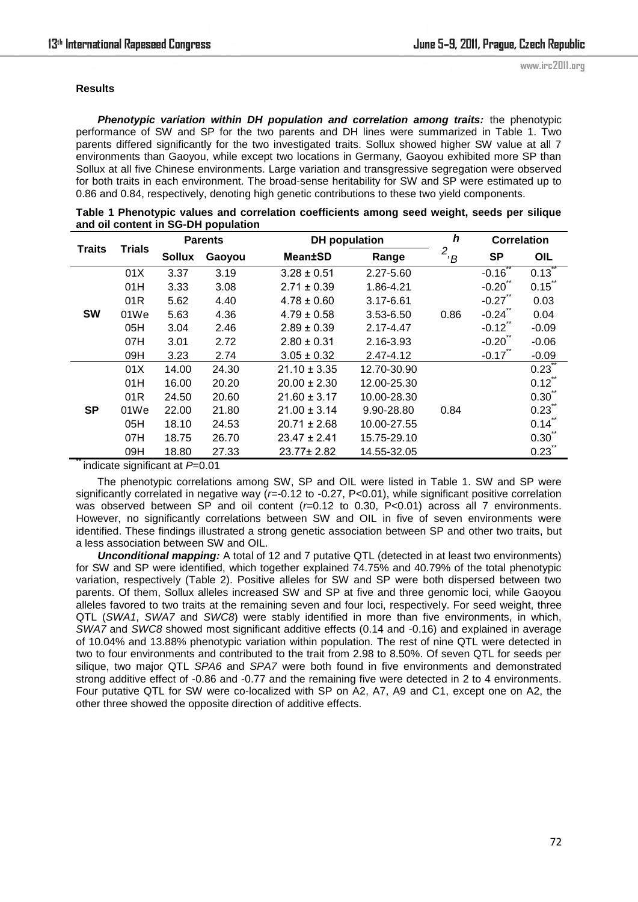**Results**

***Phenotypic variation within DH population and correlation among traits:*** the phenotypic performance of SW and SP for the two parents and DH lines were summarized in Table 1. Two parents differed significantly for the two investigated traits. Sollux showed higher SW value at all 7 environments than Gaoyou, while except two locations in Germany, Gaoyou exhibited more SP than Sollux at all five Chinese environments. Large variation and transgressive segregation were observed for both traits in each environment. The broad-sense heritability for SW and SP were estimated up to 0.86 and 0.84, respectively, denoting high genetic contributions to these two yield components.

**Table 1 Phenotypic values and correlation coefficients among seed weight, seeds per silique and oil content in SG-DH population**

| Traits | Trials | Parents | | DH population | | $h^2_B$ | Correlation | |
|---|---|---|---|---|---|---|---|---|
| | | Sollux | Gaoyou | Mean±SD | Range | | SP | OIL |
| SW | 01X | 3.37 | 3.19 | 3.28 ± 0.51 | 2.27-5.60 | | -0.16** | 0.13** |
| | 01H | 3.33 | 3.08 | 2.71 ± 0.39 | 1.86-4.21 | | -0.20** | 0.15** |
| | 01R | 5.62 | 4.40 | 4.78 ± 0.60 | 3.17-6.61 | | -0.27** | 0.03 |
| | 01We | 5.63 | 4.36 | 4.79 ± 0.58 | 3.53-6.50 | 0.86 | -0.24** | 0.04 |
| | 05H | 3.04 | 2.46 | 2.89 ± 0.39 | 2.17-4.47 | | -0.12** | -0.09 |
| | 07H | 3.01 | 2.72 | 2.80 ± 0.31 | 2.16-3.93 | | -0.20** | -0.06 |
| | 09H | 3.23 | 2.74 | 3.05 ± 0.32 | 2.47-4.12 | | -0.17** | -0.09 |
| SP | 01X | 14.00 | 24.30 | 21.10 ± 3.35 | 12.70-30.90 | | | 0.23** |
| | 01H | 16.00 | 20.20 | 20.00 ± 2.30 | 12.00-25.30 | | | 0.12** |
| | 01R | 24.50 | 20.60 | 21.60 ± 3.17 | 10.00-28.30 | | | 0.30** |
| | 01We | 22.00 | 21.80 | 21.00 ± 3.14 | 9.90-28.80 | 0.84 | | 0.23** |
| | 05H | 18.10 | 24.53 | 20.71 ± 2.68 | 10.00-27.55 | | | 0.14** |
| | 07H | 18.75 | 26.70 | 23.47 ± 2.41 | 15.75-29.10 | | | 0.30** |
| | 09H | 18.80 | 27.33 | 23.77± 2.82 | 14.55-32.05 | | | 0.23** |

** indicate significant at *P*=0.01

The phenotypic correlations among SW, SP and OIL were listed in Table 1. SW and SP were significantly correlated in negative way ($r$=-0.12 to -0.27, P<0.01), while significant positive correlation was observed between SP and oil content ($r$=0.12 to 0.30, P<0.01) across all 7 environments. However, no significantly correlations between SW and OIL in five of seven environments were identified. These findings illustrated a strong genetic association between SP and other two traits, but a less association between SW and OIL.

***Unconditional mapping:*** A total of 12 and 7 putative QTL (detected in at least two environments) for SW and SP were identified, which together explained 74.75% and 40.79% of the total phenotypic variation, respectively (Table 2). Positive alleles for SW and SP were both dispersed between two parents. Of them, Sollux alleles increased SW and SP at five and three genomic loci, while Gaoyou alleles favored to two traits at the remaining seven and four loci, respectively. For seed weight, three QTL (*SWA1*, *SWA7* and *SWC8*) were stably identified in more than five environments, in which, *SWA7* and *SWC8* showed most significant additive effects (0.14 and -0.16) and explained in average of 10.04% and 13.88% phenotypic variation within population. The rest of nine QTL were detected in two to four environments and contributed to the trait from 2.98 to 8.50%. Of seven QTL for seeds per silique, two major QTL *SPA6* and *SPA7* were both found in five environments and demonstrated strong additive effect of -0.86 and -0.77 and the remaining five were detected in 2 to 4 environments. Four putative QTL for SW were co-localized with SP on A2, A7, A9 and C1, except one on A2, the other three showed the opposite direction of additive effects.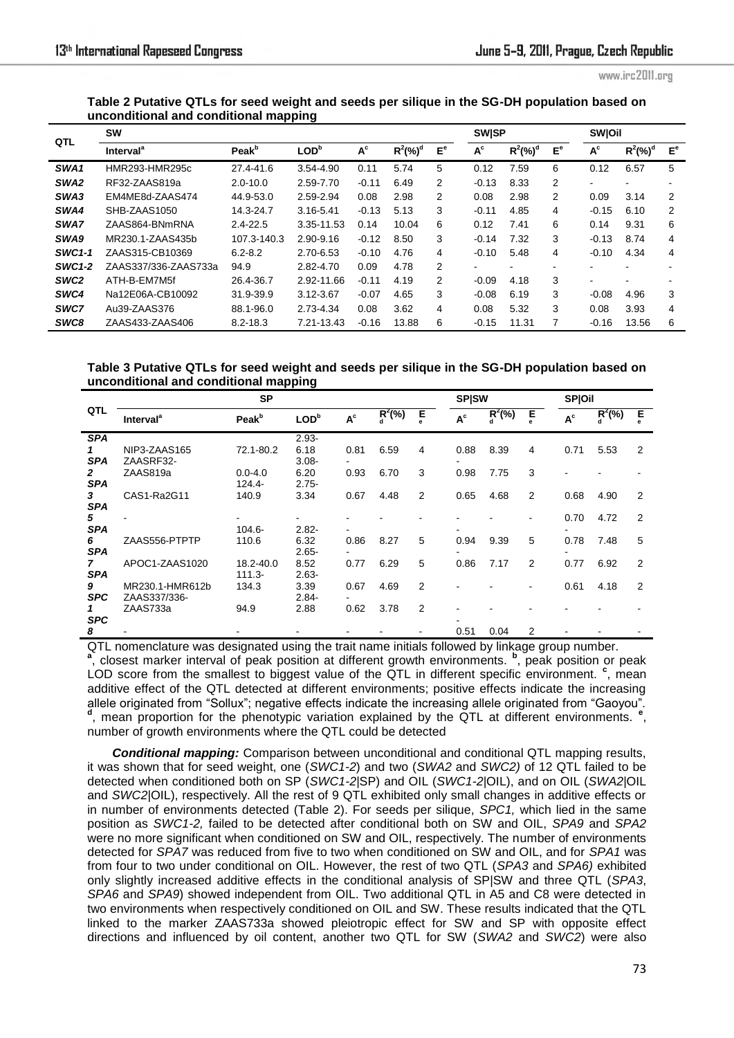**Table 2 Putative QTLs for seed weight and seeds per silique in the SG-DH population based on unconditional and conditional mapping**

| QTL | SW | | | | | | SW\|SP | | | SW\|Oil | | |
|---|---|---|---|---|---|---|---|---|---|---|---|---|
| | Interval[a] | Peak[b] | LOD[b] | A[c] | $R^2$(%)[d] | E[e] | A[c] | $R^2$(%)[d] | E[e] | A[c] | $R^2$(%)[d] | E[e] |
| *SWA1* | HMR293-HMR295c | 27.4-41.6 | 3.54-4.90 | 0.11 | 5.74 | 5 | 0.12 | 7.59 | 6 | 0.12 | 6.57 | 5 |
| *SWA2* | RF32-ZAAS819a | 2.0-10.0 | 2.59-7.70 | -0.11 | 6.49 | 2 | -0.13 | 8.33 | 2 | - | - | - |
| *SWA3* | EM4ME8d-ZAAS474 | 44.9-53.0 | 2.59-2.94 | 0.08 | 2.98 | 2 | 0.08 | 2.98 | 2 | 0.09 | 3.14 | 2 |
| *SWA4* | SHB-ZAAS1050 | 14.3-24.7 | 3.16-5.41 | -0.13 | 5.13 | 3 | -0.11 | 4.85 | 4 | -0.15 | 6.10 | 2 |
| *SWA7* | ZAAS864-BNmRNA | 2.4-22.5 | 3.35-11.53 | 0.14 | 10.04 | 6 | 0.12 | 7.41 | 6 | 0.14 | 9.31 | 6 |
| *SWA9* | MR230.1-ZAAS435b | 107.3-140.3 | 2.90-9.16 | -0.12 | 8.50 | 3 | -0.14 | 7.32 | 3 | -0.13 | 8.74 | 4 |
| *SWC1-1* | ZAAS315-CB10369 | 6.2-8.2 | 2.70-6.53 | -0.10 | 4.76 | 4 | -0.10 | 5.48 | 4 | -0.10 | 4.34 | 4 |
| *SWC1-2* | ZAAS337/336-ZAAS733a | 94.9 | 2.82-4.70 | 0.09 | 4.78 | 2 | - | - | - | - | - | - |
| *SWC2* | ATH-B-EM7M5f | 26.4-36.7 | 2.92-11.66 | -0.11 | 4.19 | 2 | -0.09 | 4.18 | 3 | - | - | - |
| *SWC4* | Na12E06A-CB10092 | 31.9-39.9 | 3.12-3.67 | -0.07 | 4.65 | 3 | -0.08 | 6.19 | 3 | -0.08 | 4.96 | 3 |
| *SWC7* | Au39-ZAAS376 | 88.1-96.0 | 2.73-4.34 | 0.08 | 3.62 | 4 | 0.08 | 5.32 | 3 | 0.08 | 3.93 | 4 |
| *SWC8* | ZAAS433-ZAAS406 | 8.2-18.3 | 7.21-13.43 | -0.16 | 13.88 | 6 | -0.15 | 11.31 | 7 | -0.16 | 13.56 | 6 |

**Table 3 Putative QTLs for seed weight and seeds per silique in the SG-DH population based on unconditional and conditional mapping**

| QTL | SP | | | | | | SP\|SW | | | SP\|Oil | | |
|---|---|---|---|---|---|---|---|---|---|---|---|---|
| | Interval[a] | Peak[b] | LOD[b] | A[c] | $R^2$(%)[d] | E[e] | A[c] | $R^2$(%)[d] | E[e] | A[c] | $R^2$(%)[d] | E[e] |
| *SPA1* | NIP3-ZAAS165 | 72.1-80.2 | 2.93-6.18 | 0.81 | 6.59 | 4 | 0.88 | 8.39 | 4 | 0.71 | 5.53 | 2 |
| *SPA2* | ZAASRF32-ZAAS819a | 0.0-4.0 | 3.08-6.20 | -0.93 | 6.70 | 3 | -0.98 | 7.75 | 3 | - | - | - |
| *SPA3* | CAS1-Ra2G11 | 124.4-140.9 | 2.75-3.34 | 0.67 | 4.48 | 2 | 0.65 | 4.68 | 2 | 0.68 | 4.90 | 2 |
| *SPA5* | - | - | - | - | - | - | - | - | - | 0.70 | 4.72 | 2 |
| *SPA6* | ZAAS556-PTPTP | 104.6-110.6 | 2.82-6.32 | -0.86 | 8.27 | 5 | -0.94 | 9.39 | 5 | -0.78 | 7.48 | 5 |
| *SPA7* | APOC1-ZAAS1020 | 18.2-40.0 | 2.65-8.52 | -0.77 | 6.29 | 5 | -0.86 | 7.17 | 2 | -0.77 | 6.92 | 2 |
| *SPA9* | MR230.1-HMR612b | 111.3-134.3 | 2.63-3.39 | 0.67 | 4.69 | 2 | - | - | - | 0.61 | 4.18 | 2 |
| *SPC1* | ZAAS337/336-ZAAS733a | 94.9 | 2.84-2.88 | -0.62 | 3.78 | 2 | - | - | - | - | - | - |
| *SPC8* | - | - | - | - | - | - | -0.51 | 0.04 | 2 | - | - | - |

QTL nomenclature was designated using the trait name initials followed by linkage group number.
[a], closest marker interval of peak position at different growth environments. [b], peak position or peak LOD score from the smallest to biggest value of the QTL in different specific environment. [c], mean additive effect of the QTL detected at different environments; positive effects indicate the increasing allele originated from "Sollux"; negative effects indicate the increasing allele originated from "Gaoyou". [d], mean proportion for the phenotypic variation explained by the QTL at different environments. [e], number of growth environments where the QTL could be detected

***Conditional mapping:*** Comparison between unconditional and conditional QTL mapping results, it was shown that for seed weight, one (*SWC1-2*) and two (*SWA2* and *SWC2)* of 12 QTL failed to be detected when conditioned both on SP (*SWC1-2*|SP) and OIL (*SWC1-2*|OIL), and on OIL (*SWA2*|OIL and *SWC2*|OIL), respectively. All the rest of 9 QTL exhibited only small changes in additive effects or in number of environments detected (Table 2). For seeds per silique, *SPC1,* which lied in the same position as *SWC1-2,* failed to be detected after conditional both on SW and OIL, *SPA9* and *SPA2* were no more significant when conditioned on SW and OIL, respectively. The number of environments detected for *SPA7* was reduced from five to two when conditioned on SW and OIL, and for *SPA1* was from four to two under conditional on OIL. However, the rest of two QTL (*SPA3* and *SPA6)* exhibited only slightly increased additive effects in the conditional analysis of SP|SW and three QTL (*SPA3*, *SPA6* and *SPA9*) showed independent from OIL. Two additional QTL in A5 and C8 were detected in two environments when respectively conditioned on OIL and SW. These results indicated that the QTL linked to the marker ZAAS733a showed pleiotropic effect for SW and SP with opposite effect directions and influenced by oil content, another two QTL for SW (*SWA2* and *SWC2*) were also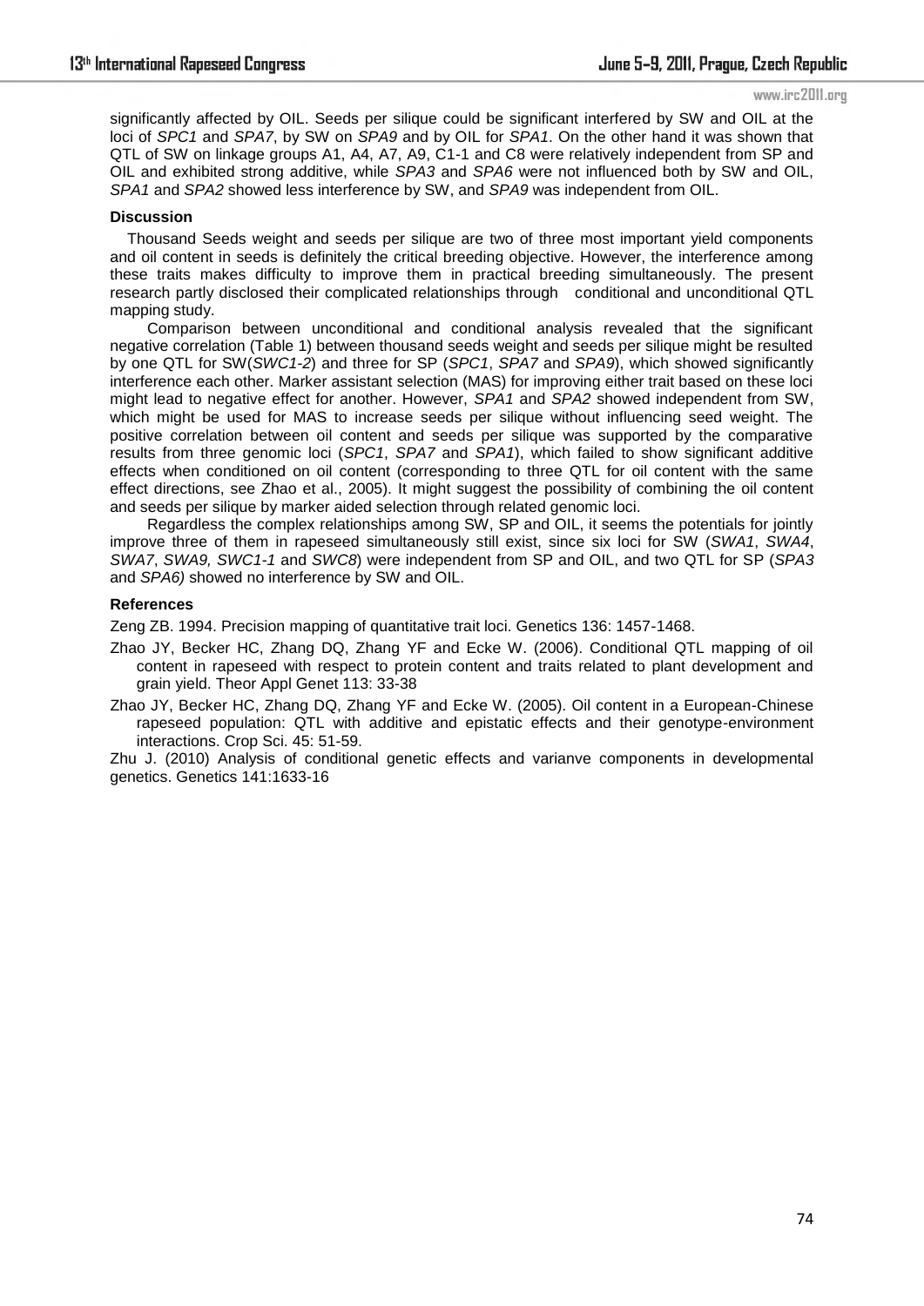significantly affected by OIL. Seeds per silique could be significant interfered by SW and OIL at the loci of *SPC1* and *SPA7*, by SW on *SPA9* and by OIL for *SPA1*. On the other hand it was shown that QTL of SW on linkage groups A1, A4, A7, A9, C1-1 and C8 were relatively independent from SP and OIL and exhibited strong additive, while *SPA3* and *SPA6* were not influenced both by SW and OIL, *SPA1* and *SPA2* showed less interference by SW, and *SPA9* was independent from OIL.

**Discussion**

Thousand Seeds weight and seeds per silique are two of three most important yield components and oil content in seeds is definitely the critical breeding objective. However, the interference among these traits makes difficulty to improve them in practical breeding simultaneously. The present research partly disclosed their complicated relationships through conditional and unconditional QTL mapping study.

Comparison between unconditional and conditional analysis revealed that the significant negative correlation (Table 1) between thousand seeds weight and seeds per silique might be resulted by one QTL for SW(*SWC1-2*) and three for SP (*SPC1*, *SPA7* and *SPA9*), which showed significantly interference each other. Marker assistant selection (MAS) for improving either trait based on these loci might lead to negative effect for another. However, *SPA1* and *SPA2* showed independent from SW, which might be used for MAS to increase seeds per silique without influencing seed weight. The positive correlation between oil content and seeds per silique was supported by the comparative results from three genomic loci (*SPC1*, *SPA7* and *SPA1*), which failed to show significant additive effects when conditioned on oil content (corresponding to three QTL for oil content with the same effect directions, see Zhao et al., 2005). It might suggest the possibility of combining the oil content and seeds per silique by marker aided selection through related genomic loci.

Regardless the complex relationships among SW, SP and OIL, it seems the potentials for jointly improve three of them in rapeseed simultaneously still exist, since six loci for SW (*SWA1*, *SWA4*, *SWA7*, *SWA9, SWC1-1* and *SWC8*) were independent from SP and OIL, and two QTL for SP (*SPA3* and *SPA6)* showed no interference by SW and OIL.

**References**

Zeng ZB. 1994. Precision mapping of quantitative trait loci. Genetics 136: 1457-1468.

Zhao JY, Becker HC, Zhang DQ, Zhang YF and Ecke W. (2006). Conditional QTL mapping of oil content in rapeseed with respect to protein content and traits related to plant development and grain yield. Theor Appl Genet 113: 33-38

Zhao JY, Becker HC, Zhang DQ, Zhang YF and Ecke W. (2005). Oil content in a European-Chinese rapeseed population: QTL with additive and epistatic effects and their genotype-environment interactions. Crop Sci. 45: 51-59.

Zhu J. (2010) Analysis of conditional genetic effects and varianve components in developmental genetics. Genetics 141:1633-16